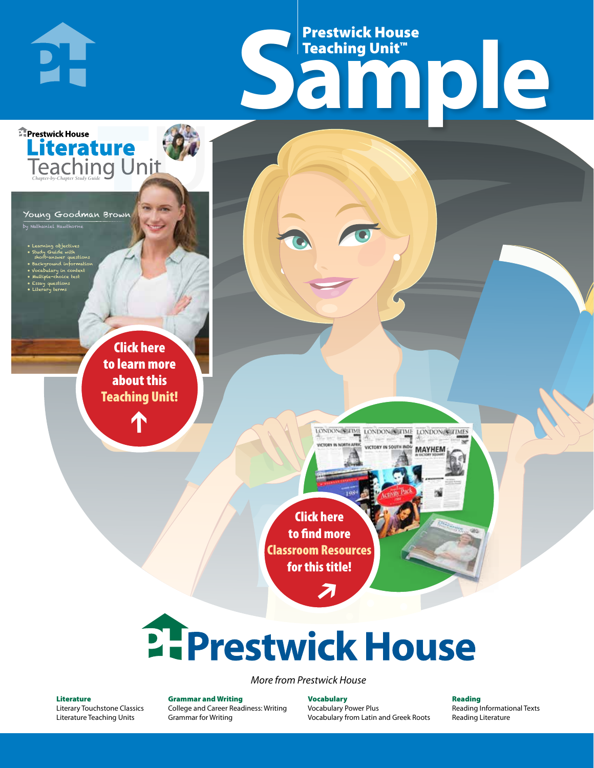# Prestwick House Teaching Unit™ Sample

Prestwick House

# Literature Teaching Unit

*Chapter-by-Chapter Study Guide*

## Young Goodman Brown

by Nathaniel Hawthorne

- Learning objectives
- Study Guide with short-answer questions
- Background information
- Vocabulary in context
- Multiple-choice test
- Essay questions
- Literary terms

**Click here to learn more about this Teaching Unit!**

**Click here to find more Classroom Resources for this title!**

# Prestwick House

*More from Prestwick House*

**Literature**
Literary Touchstone Classics
Literature Teaching Units

**Grammar and Writing**
College and Career Readiness: Writing
Grammar for Writing

**Vocabulary**
Vocabulary Power Plus
Vocabulary from Latin and Greek Roots

**Reading**
Reading Informational Texts
Reading Literature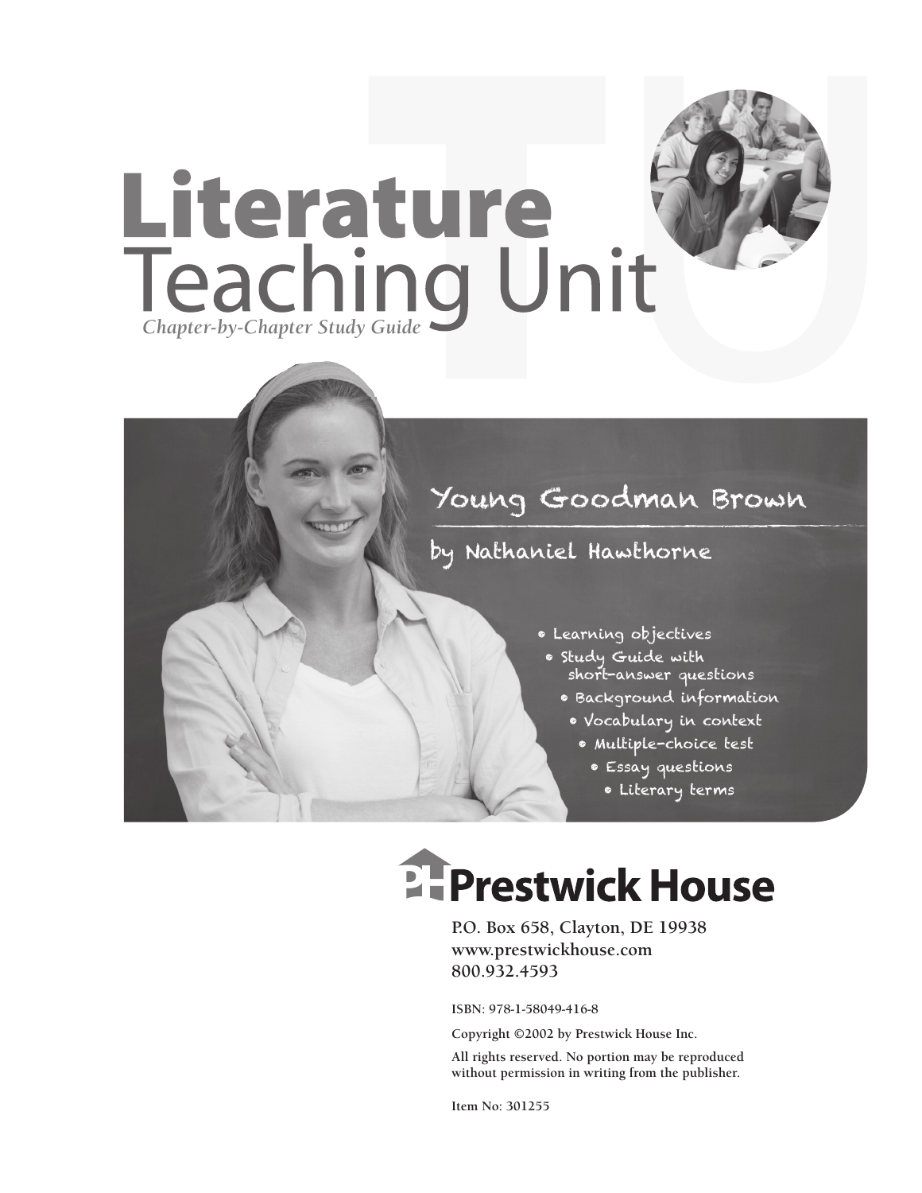# Literature Teaching Unit

*Chapter-by-Chapter Study Guide*

## Young Goodman Brown

by Nathaniel Hawthorne

- Learning objectives
- Study Guide with short-answer questions
- Background information
- Vocabulary in context
- Multiple-choice test
- Essay questions
- Literary terms

**Prestwick House**

P.O. Box 658, Clayton, DE 19938
www.prestwickhouse.com
800.932.4593

ISBN: 978-1-58049-416-8

Copyright ©2002 by Prestwick House Inc.

All rights reserved. No portion may be reproduced without permission in writing from the publisher.

Item No: 301255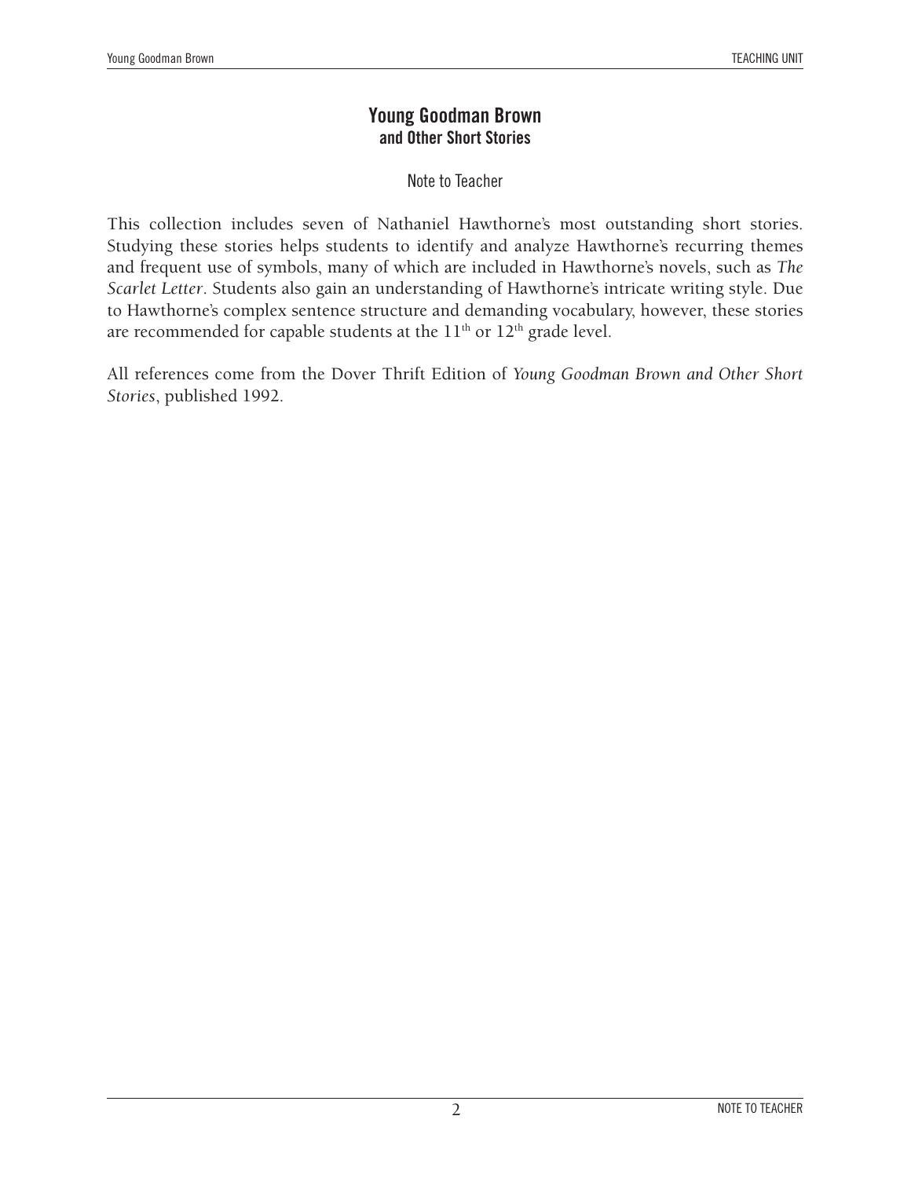# Young Goodman Brown
## and Other Short Stories

### Note to Teacher

This collection includes seven of Nathaniel Hawthorne's most outstanding short stories. Studying these stories helps students to identify and analyze Hawthorne's recurring themes and frequent use of symbols, many of which are included in Hawthorne's novels, such as *The Scarlet Letter*. Students also gain an understanding of Hawthorne's intricate writing style. Due to Hawthorne's complex sentence structure and demanding vocabulary, however, these stories are recommended for capable students at the 11th or 12th grade level.

All references come from the Dover Thrift Edition of *Young Goodman Brown and Other Short Stories*, published 1992.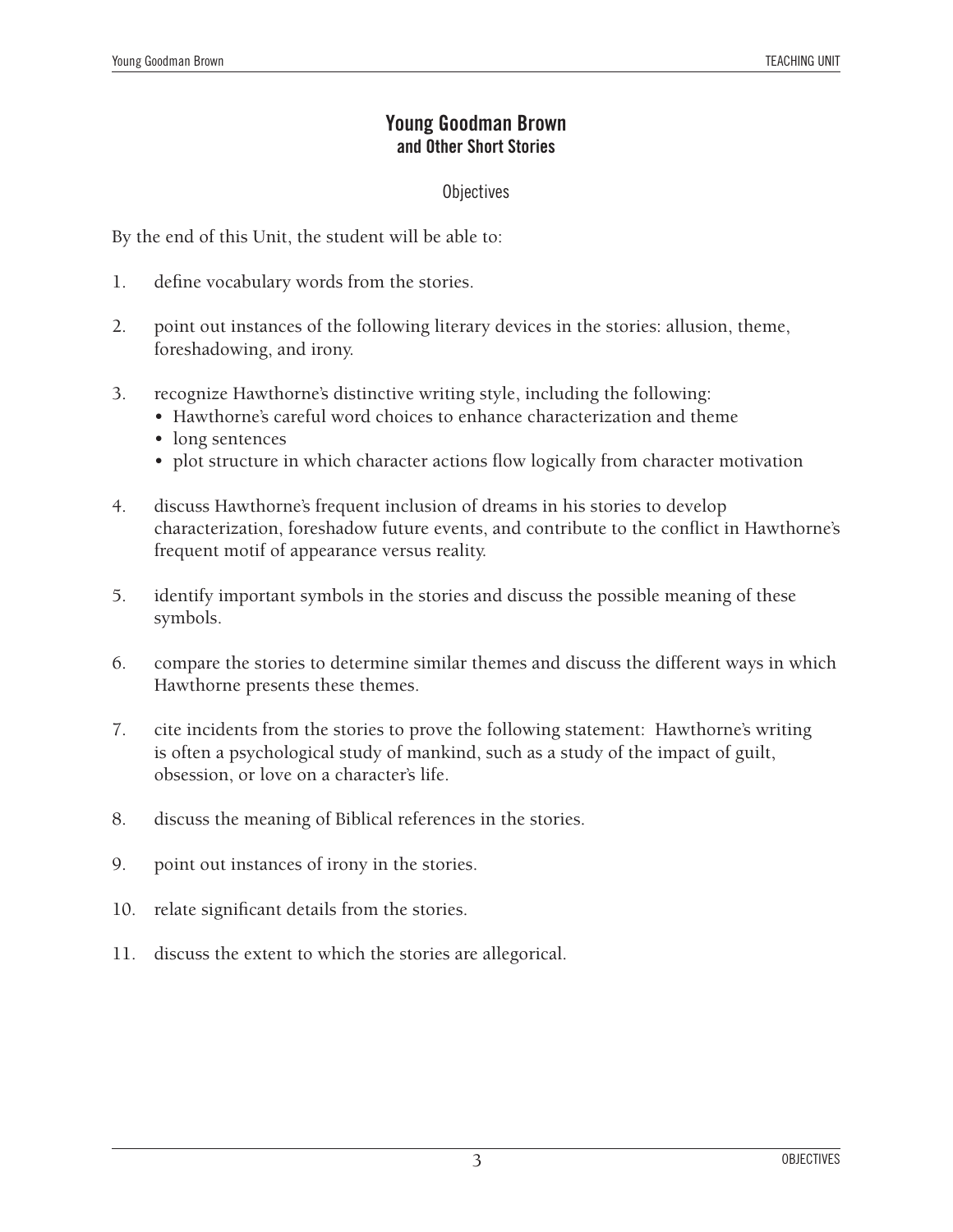# Young Goodman Brown
## and Other Short Stories

### Objectives

By the end of this Unit, the student will be able to:

1. define vocabulary words from the stories.

2. point out instances of the following literary devices in the stories: allusion, theme, foreshadowing, and irony.

3. recognize Hawthorne's distinctive writing style, including the following:
   - Hawthorne's careful word choices to enhance characterization and theme
   - long sentences
   - plot structure in which character actions flow logically from character motivation

4. discuss Hawthorne's frequent inclusion of dreams in his stories to develop characterization, foreshadow future events, and contribute to the conflict in Hawthorne's frequent motif of appearance versus reality.

5. identify important symbols in the stories and discuss the possible meaning of these symbols.

6. compare the stories to determine similar themes and discuss the different ways in which Hawthorne presents these themes.

7. cite incidents from the stories to prove the following statement: Hawthorne's writing is often a psychological study of mankind, such as a study of the impact of guilt, obsession, or love on a character's life.

8. discuss the meaning of Biblical references in the stories.

9. point out instances of irony in the stories.

10. relate significant details from the stories.

11. discuss the extent to which the stories are allegorical.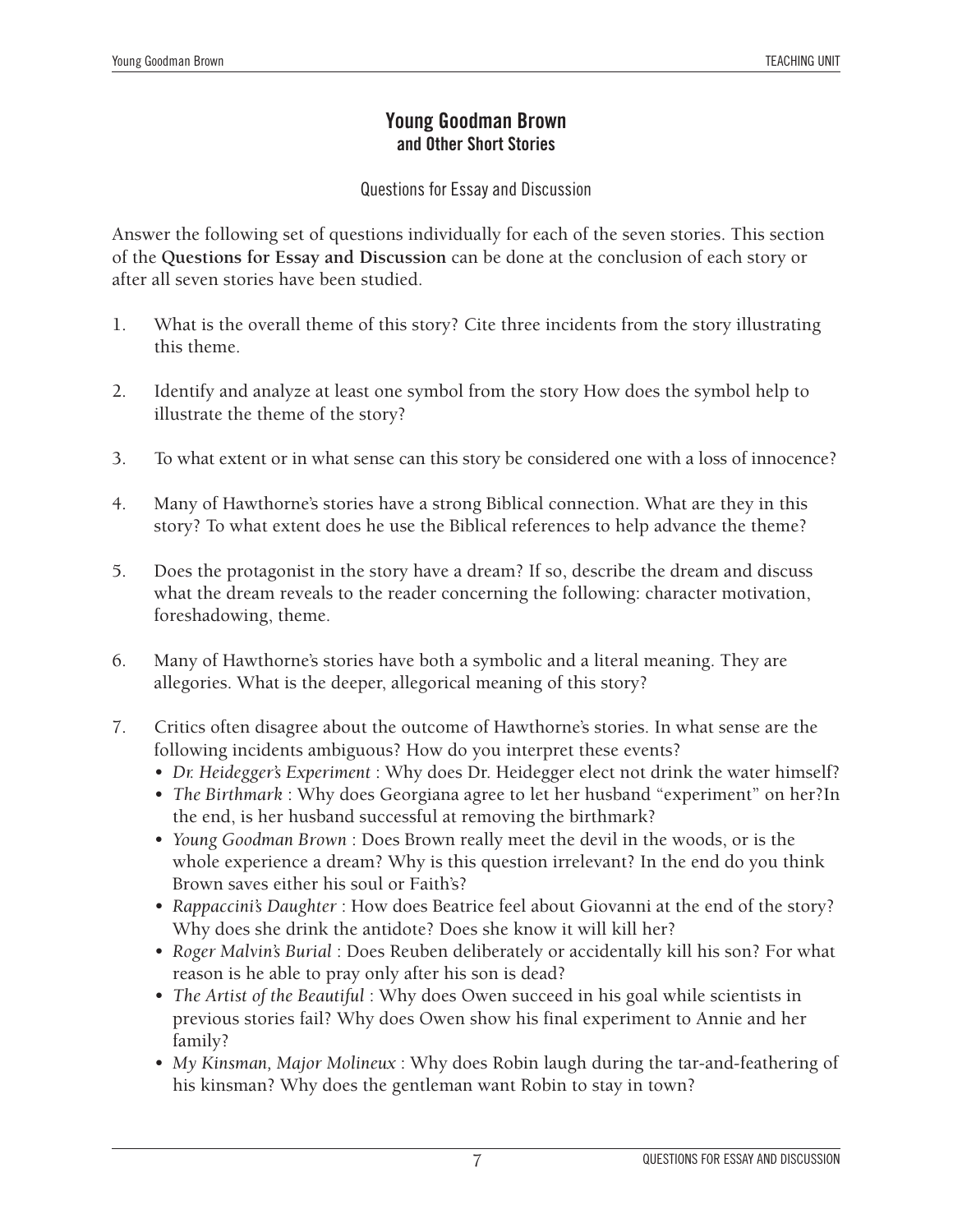# Young Goodman Brown
## and Other Short Stories

### Questions for Essay and Discussion

Answer the following set of questions individually for each of the seven stories. This section of the **Questions for Essay and Discussion** can be done at the conclusion of each story or after all seven stories have been studied.

1. What is the overall theme of this story? Cite three incidents from the story illustrating this theme.

2. Identify and analyze at least one symbol from the story How does the symbol help to illustrate the theme of the story?

3. To what extent or in what sense can this story be considered one with a loss of innocence?

4. Many of Hawthorne's stories have a strong Biblical connection. What are they in this story? To what extent does he use the Biblical references to help advance the theme?

5. Does the protagonist in the story have a dream? If so, describe the dream and discuss what the dream reveals to the reader concerning the following: character motivation, foreshadowing, theme.

6. Many of Hawthorne's stories have both a symbolic and a literal meaning. They are allegories. What is the deeper, allegorical meaning of this story?

7. Critics often disagree about the outcome of Hawthorne's stories. In what sense are the following incidents ambiguous? How do you interpret these events?
   - *Dr. Heidegger's Experiment* : Why does Dr. Heidegger elect not drink the water himself?
   - *The Birthmark* : Why does Georgiana agree to let her husband "experiment" on her?In the end, is her husband successful at removing the birthmark?
   - *Young Goodman Brown* : Does Brown really meet the devil in the woods, or is the whole experience a dream? Why is this question irrelevant? In the end do you think Brown saves either his soul or Faith's?
   - *Rappaccini's Daughter* : How does Beatrice feel about Giovanni at the end of the story? Why does she drink the antidote? Does she know it will kill her?
   - *Roger Malvin's Burial* : Does Reuben deliberately or accidentally kill his son? For what reason is he able to pray only after his son is dead?
   - *The Artist of the Beautiful* : Why does Owen succeed in his goal while scientists in previous stories fail? Why does Owen show his final experiment to Annie and her family?
   - *My Kinsman, Major Molineux* : Why does Robin laugh during the tar-and-feathering of his kinsman? Why does the gentleman want Robin to stay in town?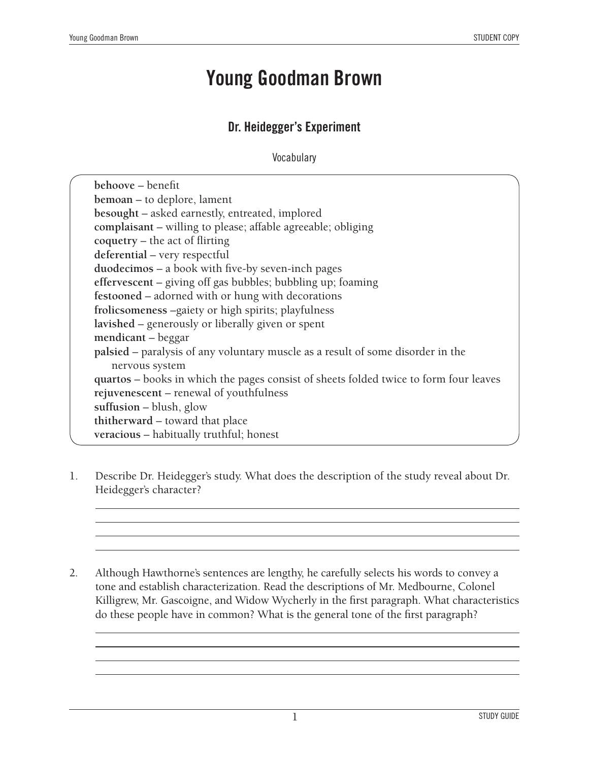# Young Goodman Brown

## Dr. Heidegger's Experiment

Vocabulary

**behoove** – benefit
**bemoan** – to deplore, lament
**besought** – asked earnestly, entreated, implored
**complaisant** – willing to please; affable agreeable; obliging
**coquetry** – the act of flirting
**deferential** – very respectful
**duodecimos** – a book with five-by seven-inch pages
**effervescent** – giving off gas bubbles; bubbling up; foaming
**festooned** – adorned with or hung with decorations
**frolicsomeness** –gaiety or high spirits; playfulness
**lavished** – generously or liberally given or spent
**mendicant** – beggar
**palsied** – paralysis of any voluntary muscle as a result of some disorder in the nervous system
**quartos** – books in which the pages consist of sheets folded twice to form four leaves
**rejuvenescent** – renewal of youthfulness
**suffusion** – blush, glow
**thitherward** – toward that place
**veracious** – habitually truthful; honest

1. Describe Dr. Heidegger's study. What does the description of the study reveal about Dr. Heidegger's character?

2. Although Hawthorne's sentences are lengthy, he carefully selects his words to convey a tone and establish characterization. Read the descriptions of Mr. Medbourne, Colonel Killigrew, Mr. Gascoigne, and Widow Wycherly in the first paragraph. What characteristics do these people have in common? What is the general tone of the first paragraph?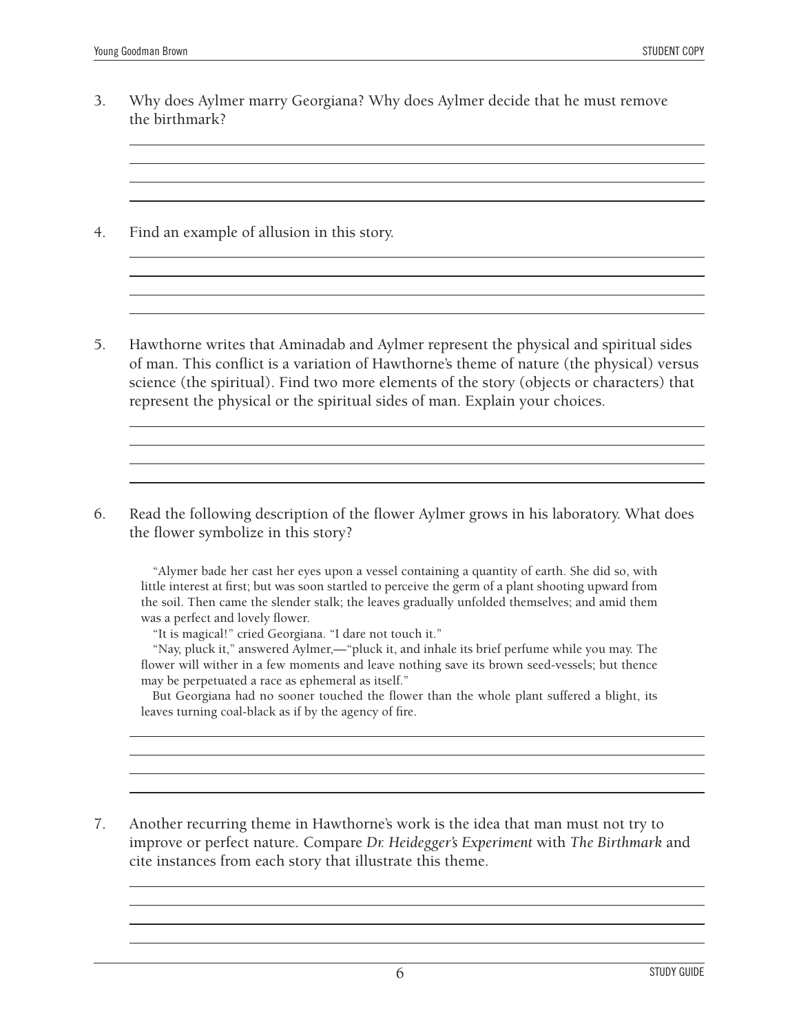3. Why does Aylmer marry Georgiana? Why does Aylmer decide that he must remove the birthmark?

4. Find an example of allusion in this story.

5. Hawthorne writes that Aminadab and Aylmer represent the physical and spiritual sides of man. This conflict is a variation of Hawthorne's theme of nature (the physical) versus science (the spiritual). Find two more elements of the story (objects or characters) that represent the physical or the spiritual sides of man. Explain your choices.

6. Read the following description of the flower Aylmer grows in his laboratory. What does the flower symbolize in this story?

   > "Alymer bade her cast her eyes upon a vessel containing a quantity of earth. She did so, with little interest at first; but was soon startled to perceive the germ of a plant shooting upward from the soil. Then came the slender stalk; the leaves gradually unfolded themselves; and amid them was a perfect and lovely flower.
   >
   > "It is magical!" cried Georgiana. "I dare not touch it."
   >
   > "Nay, pluck it," answered Aylmer,—"pluck it, and inhale its brief perfume while you may. The flower will wither in a few moments and leave nothing save its brown seed-vessels; but thence may be perpetuated a race as ephemeral as itself."
   >
   > But Georgiana had no sooner touched the flower than the whole plant suffered a blight, its leaves turning coal-black as if by the agency of fire.

7. Another recurring theme in Hawthorne's work is the idea that man must not try to improve or perfect nature. Compare *Dr. Heidegger's Experiment* with *The Birthmark* and cite instances from each story that illustrate this theme.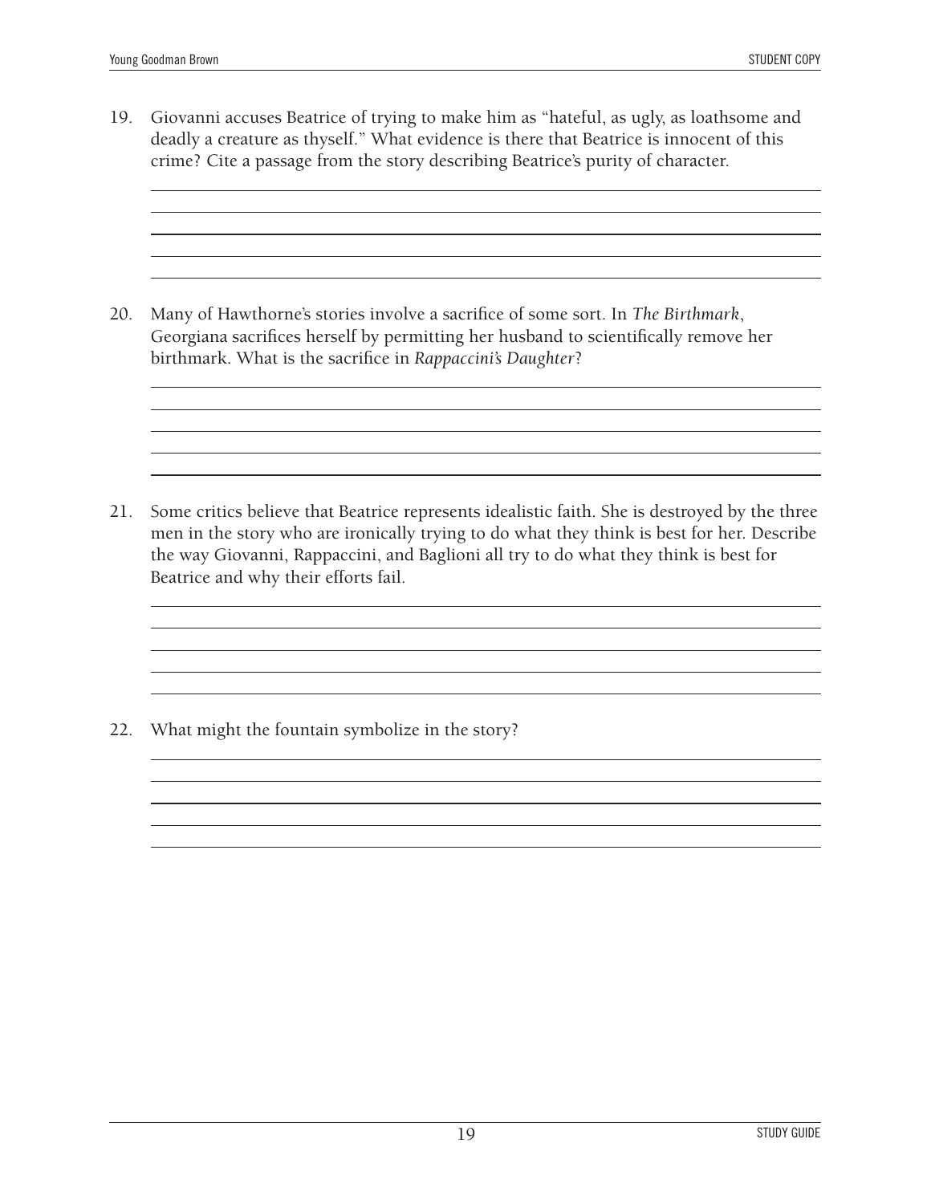19. Giovanni accuses Beatrice of trying to make him as "hateful, as ugly, as loathsome and deadly a creature as thyself." What evidence is there that Beatrice is innocent of this crime? Cite a passage from the story describing Beatrice's purity of character.

20. Many of Hawthorne's stories involve a sacrifice of some sort. In *The Birthmark*, Georgiana sacrifices herself by permitting her husband to scientifically remove her birthmark. What is the sacrifice in *Rappaccini's Daughter*?

21. Some critics believe that Beatrice represents idealistic faith. She is destroyed by the three men in the story who are ironically trying to do what they think is best for her. Describe the way Giovanni, Rappaccini, and Baglioni all try to do what they think is best for Beatrice and why their efforts fail.

22. What might the fountain symbolize in the story?